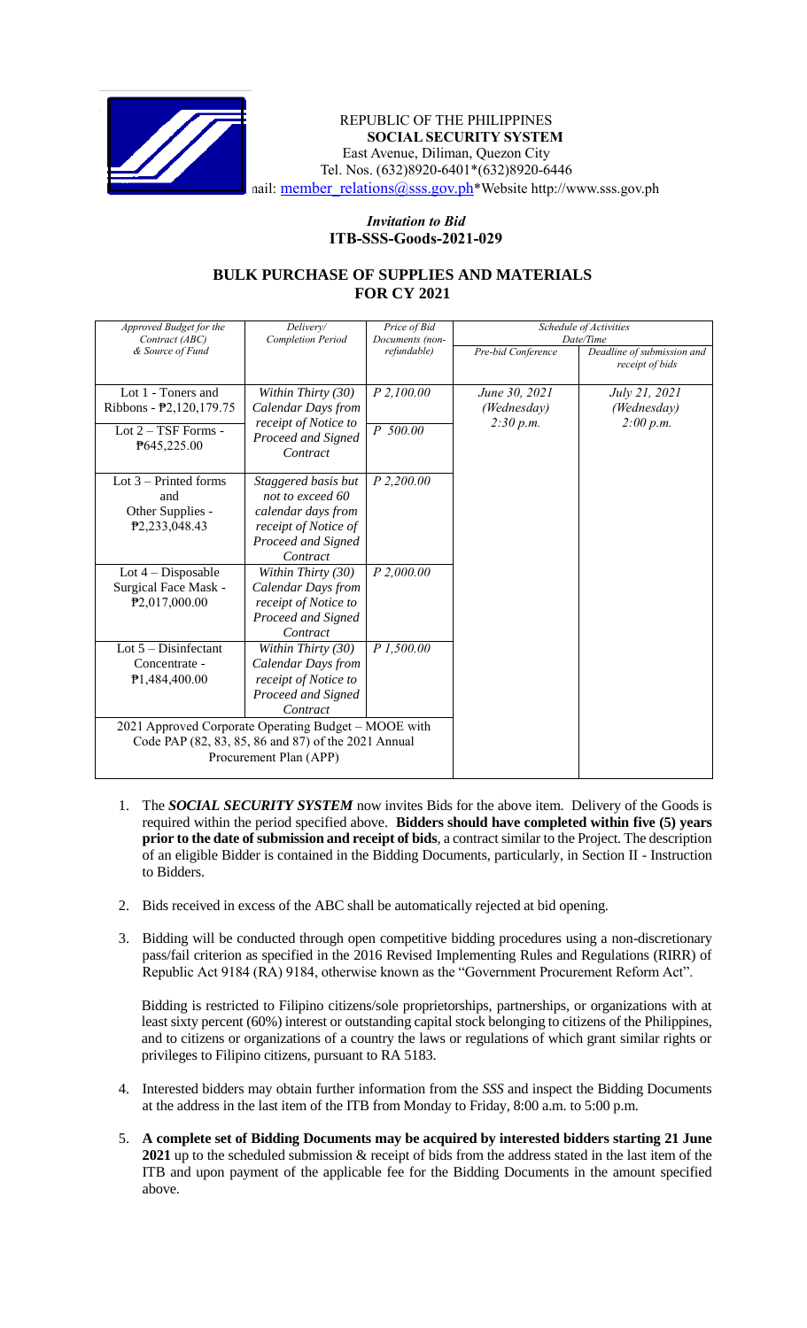REPUBLIC OF THE PHILIPPINES
**SOCIAL SECURITY SYSTEM**
East Avenue, Diliman, Quezon City
Tel. Nos. (632)8920-6401*(632)8920-6446
nail: member_relations@sss.gov.ph*Website http://www.sss.gov.ph

### *Invitation to Bid*
### ITB-SSS-Goods-2021-029

## BULK PURCHASE OF SUPPLIES AND MATERIALS FOR CY 2021

| *Approved Budget for the Contract (ABC) & Source of Fund* | *Delivery/ Completion Period* | *Price of Bid Documents (non-refundable)* | *Schedule of Activities Date/Time* | |
|---|---|---|---|---|
| | | | *Pre-bid Conference* | *Deadline of submission and receipt of bids* |
| Lot 1 - Toners and Ribbons - ₱2,120,179.75 | *Within Thirty (30) Calendar Days from receipt of Notice to Proceed and Signed Contract* | *P 2,100.00* | *June 30, 2021 (Wednesday) 2:30 p.m.* | *July 21, 2021 (Wednesday) 2:00 p.m.* |
| Lot 2 – TSF Forms - ₱645,225.00 | | *P 500.00* | | |
| Lot 3 – Printed forms and Other Supplies - ₱2,233,048.43 | *Staggered basis but not to exceed 60 calendar days from receipt of Notice of Proceed and Signed Contract* | *P 2,200.00* | | |
| Lot 4 – Disposable Surgical Face Mask - ₱2,017,000.00 | *Within Thirty (30) Calendar Days from receipt of Notice to Proceed and Signed Contract* | *P 2,000.00* | | |
| Lot 5 – Disinfectant Concentrate - ₱1,484,400.00 | *Within Thirty (30) Calendar Days from receipt of Notice to Proceed and Signed Contract* | *P 1,500.00* | | |
| 2021 Approved Corporate Operating Budget – MOOE with Code PAP (82, 83, 85, 86 and 87) of the 2021 Annual Procurement Plan (APP) | | | | |

1. The ***SOCIAL SECURITY SYSTEM*** now invites Bids for the above item. Delivery of the Goods is required within the period specified above. **Bidders should have completed within five (5) years prior to the date of submission and receipt of bids**, a contract similar to the Project. The description of an eligible Bidder is contained in the Bidding Documents, particularly, in Section II - Instruction to Bidders.

2. Bids received in excess of the ABC shall be automatically rejected at bid opening.

3. Bidding will be conducted through open competitive bidding procedures using a non-discretionary pass/fail criterion as specified in the 2016 Revised Implementing Rules and Regulations (RIRR) of Republic Act 9184 (RA) 9184, otherwise known as the "Government Procurement Reform Act".

   Bidding is restricted to Filipino citizens/sole proprietorships, partnerships, or organizations with at least sixty percent (60%) interest or outstanding capital stock belonging to citizens of the Philippines, and to citizens or organizations of a country the laws or regulations of which grant similar rights or privileges to Filipino citizens, pursuant to RA 5183.

4. Interested bidders may obtain further information from the *SSS* and inspect the Bidding Documents at the address in the last item of the ITB from Monday to Friday, 8:00 a.m. to 5:00 p.m.

5. **A complete set of Bidding Documents may be acquired by interested bidders starting 21 June 2021** up to the scheduled submission & receipt of bids from the address stated in the last item of the ITB and upon payment of the applicable fee for the Bidding Documents in the amount specified above.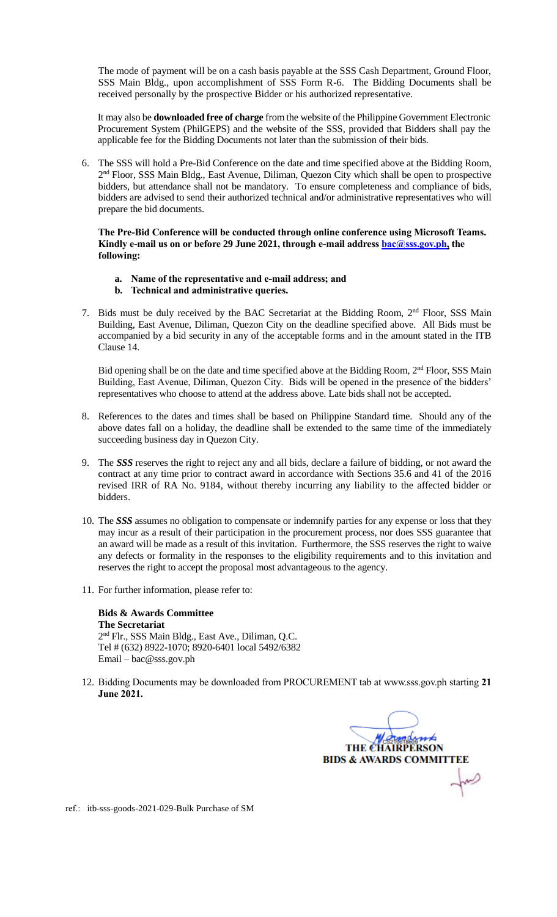The mode of payment will be on a cash basis payable at the SSS Cash Department, Ground Floor, SSS Main Bldg., upon accomplishment of SSS Form R-6. The Bidding Documents shall be received personally by the prospective Bidder or his authorized representative.

It may also be **downloaded free of charge** from the website of the Philippine Government Electronic Procurement System (PhilGEPS) and the website of the SSS, provided that Bidders shall pay the applicable fee for the Bidding Documents not later than the submission of their bids.

6. The SSS will hold a Pre-Bid Conference on the date and time specified above at the Bidding Room, 2nd Floor, SSS Main Bldg., East Avenue, Diliman, Quezon City which shall be open to prospective bidders, but attendance shall not be mandatory. To ensure completeness and compliance of bids, bidders are advised to send their authorized technical and/or administrative representatives who will prepare the bid documents.

   **The Pre-Bid Conference will be conducted through online conference using Microsoft Teams. Kindly e-mail us on or before 29 June 2021, through e-mail address bac@sss.gov.ph, the following:**

   **a. Name of the representative and e-mail address; and**
   **b. Technical and administrative queries.**

7. Bids must be duly received by the BAC Secretariat at the Bidding Room, 2nd Floor, SSS Main Building, East Avenue, Diliman, Quezon City on the deadline specified above. All Bids must be accompanied by a bid security in any of the acceptable forms and in the amount stated in the ITB Clause 14.

   Bid opening shall be on the date and time specified above at the Bidding Room, 2nd Floor, SSS Main Building, East Avenue, Diliman, Quezon City. Bids will be opened in the presence of the bidders' representatives who choose to attend at the address above. Late bids shall not be accepted.

8. References to the dates and times shall be based on Philippine Standard time. Should any of the above dates fall on a holiday, the deadline shall be extended to the same time of the immediately succeeding business day in Quezon City.

9. The ***SSS*** reserves the right to reject any and all bids, declare a failure of bidding, or not award the contract at any time prior to contract award in accordance with Sections 35.6 and 41 of the 2016 revised IRR of RA No. 9184, without thereby incurring any liability to the affected bidder or bidders.

10. The ***SSS*** assumes no obligation to compensate or indemnify parties for any expense or loss that they may incur as a result of their participation in the procurement process, nor does SSS guarantee that an award will be made as a result of this invitation. Furthermore, the SSS reserves the right to waive any defects or formality in the responses to the eligibility requirements and to this invitation and reserves the right to accept the proposal most advantageous to the agency.

11. For further information, please refer to:

    **Bids & Awards Committee**
    **The Secretariat**
    2nd Flr., SSS Main Bldg., East Ave., Diliman, Q.C.
    Tel # (632) 8922-1070; 8920-6401 local 5492/6382
    Email – bac@sss.gov.ph

12. Bidding Documents may be downloaded from PROCUREMENT tab at www.sss.gov.ph starting **21 June 2021.**

**THE CHAIRPERSON**
**BIDS & AWARDS COMMITTEE**

ref.: itb-sss-goods-2021-029-Bulk Purchase of SM